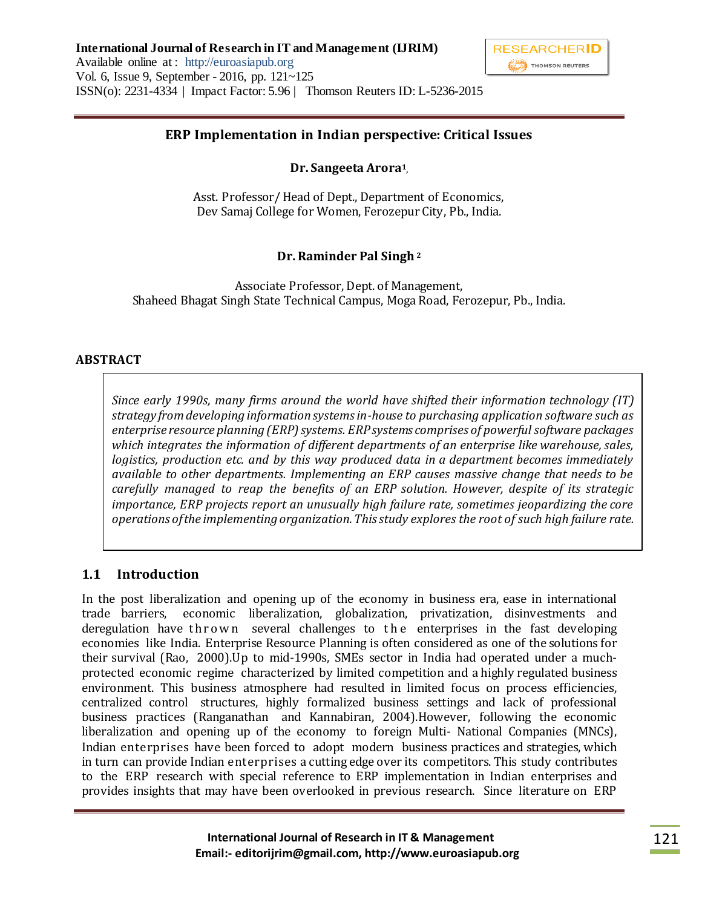# ERP Implementation in Indian perspective: Critical Issues

**Dr. Sangeeta Arora[1],**

Asst. Professor/ Head of Dept., Department of Economics,
Dev Samaj College for Women, Ferozepur City, Pb., India.

**Dr. Raminder Pal Singh [2]**

Associate Professor, Dept. of Management,
Shaheed Bhagat Singh State Technical Campus, Moga Road, Ferozepur, Pb., India.

## ABSTRACT

*Since early 1990s, many firms around the world have shifted their information technology (IT) strategy from developing information systems in-house to purchasing application software such as enterprise resource planning (ERP) systems. ERP systems comprises of powerful software packages which integrates the information of different departments of an enterprise like warehouse, sales, logistics, production etc. and by this way produced data in a department becomes immediately available to other departments. Implementing an ERP causes massive change that needs to be carefully managed to reap the benefits of an ERP solution. However, despite of its strategic importance, ERP projects report an unusually high failure rate, sometimes jeopardizing the core operations of the implementing organization. This study explores the root of such high failure rate.*

## 1.1 Introduction

In the post liberalization and opening up of the economy in business era, ease in international trade barriers, economic liberalization, globalization, privatization, disinvestments and deregulation have thrown several challenges to the enterprises in the fast developing economies like India. Enterprise Resource Planning is often considered as one of the solutions for their survival (Rao, 2000).Up to mid-1990s, SMEs sector in India had operated under a much-protected economic regime characterized by limited competition and a highly regulated business environment. This business atmosphere had resulted in limited focus on process efficiencies, centralized control structures, highly formalized business settings and lack of professional business practices (Ranganathan and Kannabiran, 2004).However, following the economic liberalization and opening up of the economy to foreign Multi- National Companies (MNCs), Indian enterprises have been forced to adopt modern business practices and strategies, which in turn can provide Indian enterprises a cutting edge over its competitors. This study contributes to the ERP research with special reference to ERP implementation in Indian enterprises and provides insights that may have been overlooked in previous research. Since literature on ERP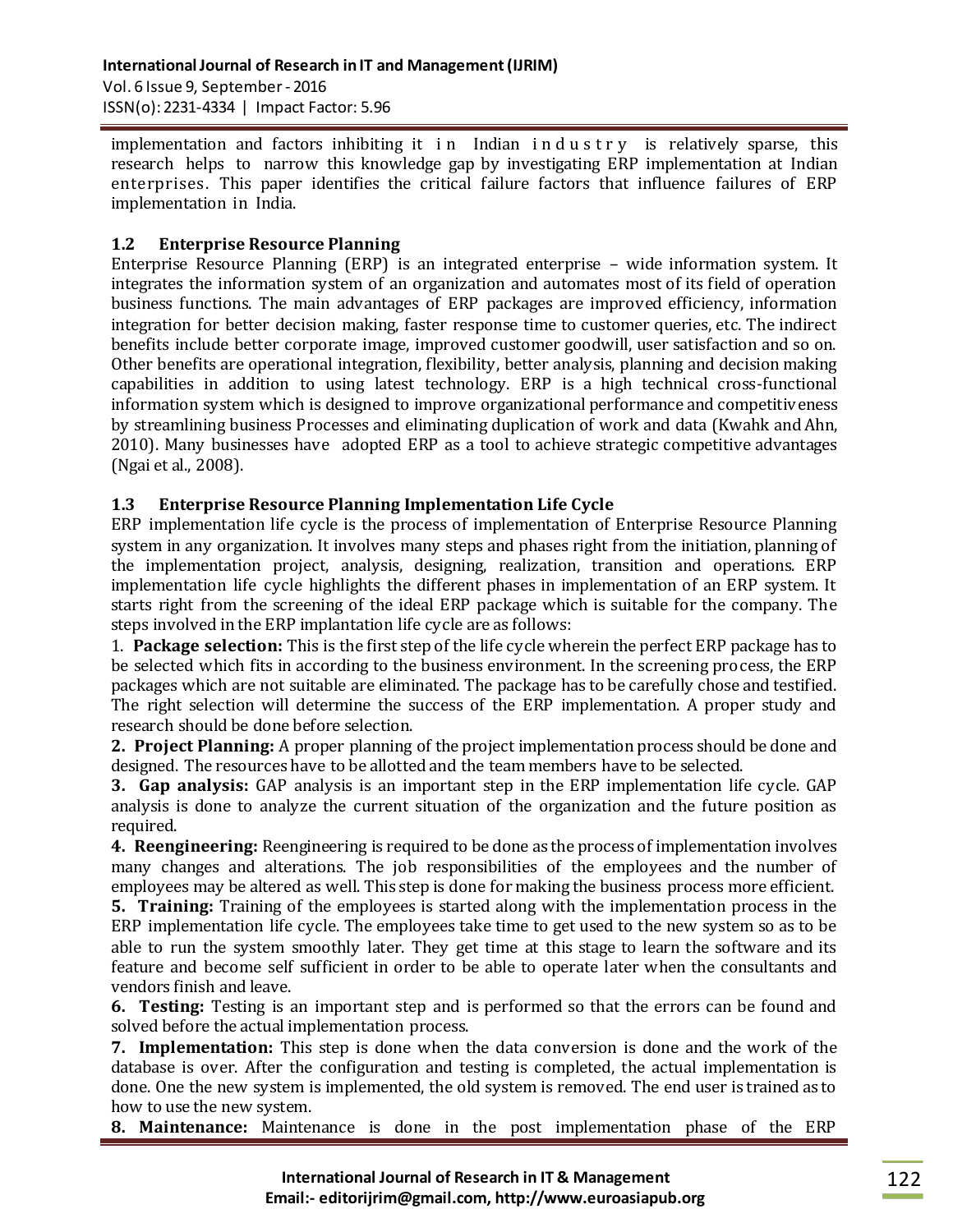implementation and factors inhibiting it in Indian industry is relatively sparse, this research helps to narrow this knowledge gap by investigating ERP implementation at Indian enterprises. This paper identifies the critical failure factors that influence failures of ERP implementation in India.

### 1.2 Enterprise Resource Planning

Enterprise Resource Planning (ERP) is an integrated enterprise – wide information system. It integrates the information system of an organization and automates most of its field of operation business functions. The main advantages of ERP packages are improved efficiency, information integration for better decision making, faster response time to customer queries, etc. The indirect benefits include better corporate image, improved customer goodwill, user satisfaction and so on. Other benefits are operational integration, flexibility, better analysis, planning and decision making capabilities in addition to using latest technology. ERP is a high technical cross-functional information system which is designed to improve organizational performance and competitiveness by streamlining business Processes and eliminating duplication of work and data (Kwahk and Ahn, 2010). Many businesses have adopted ERP as a tool to achieve strategic competitive advantages (Ngai et al., 2008).

### 1.3 Enterprise Resource Planning Implementation Life Cycle

ERP implementation life cycle is the process of implementation of Enterprise Resource Planning system in any organization. It involves many steps and phases right from the initiation, planning of the implementation project, analysis, designing, realization, transition and operations. ERP implementation life cycle highlights the different phases in implementation of an ERP system. It starts right from the screening of the ideal ERP package which is suitable for the company. The steps involved in the ERP implantation life cycle are as follows:

1. **Package selection:** This is the first step of the life cycle wherein the perfect ERP package has to be selected which fits in according to the business environment. In the screening process, the ERP packages which are not suitable are eliminated. The package has to be carefully chose and testified. The right selection will determine the success of the ERP implementation. A proper study and research should be done before selection.

2. **Project Planning:** A proper planning of the project implementation process should be done and designed. The resources have to be allotted and the team members have to be selected.

3. **Gap analysis:** GAP analysis is an important step in the ERP implementation life cycle. GAP analysis is done to analyze the current situation of the organization and the future position as required.

4. **Reengineering:** Reengineering is required to be done as the process of implementation involves many changes and alterations. The job responsibilities of the employees and the number of employees may be altered as well. This step is done for making the business process more efficient.

5. **Training:** Training of the employees is started along with the implementation process in the ERP implementation life cycle. The employees take time to get used to the new system so as to be able to run the system smoothly later. They get time at this stage to learn the software and its feature and become self sufficient in order to be able to operate later when the consultants and vendors finish and leave.

6. **Testing:** Testing is an important step and is performed so that the errors can be found and solved before the actual implementation process.

7. **Implementation:** This step is done when the data conversion is done and the work of the database is over. After the configuration and testing is completed, the actual implementation is done. One the new system is implemented, the old system is removed. The end user is trained as to how to use the new system.

8. **Maintenance:** Maintenance is done in the post implementation phase of the ERP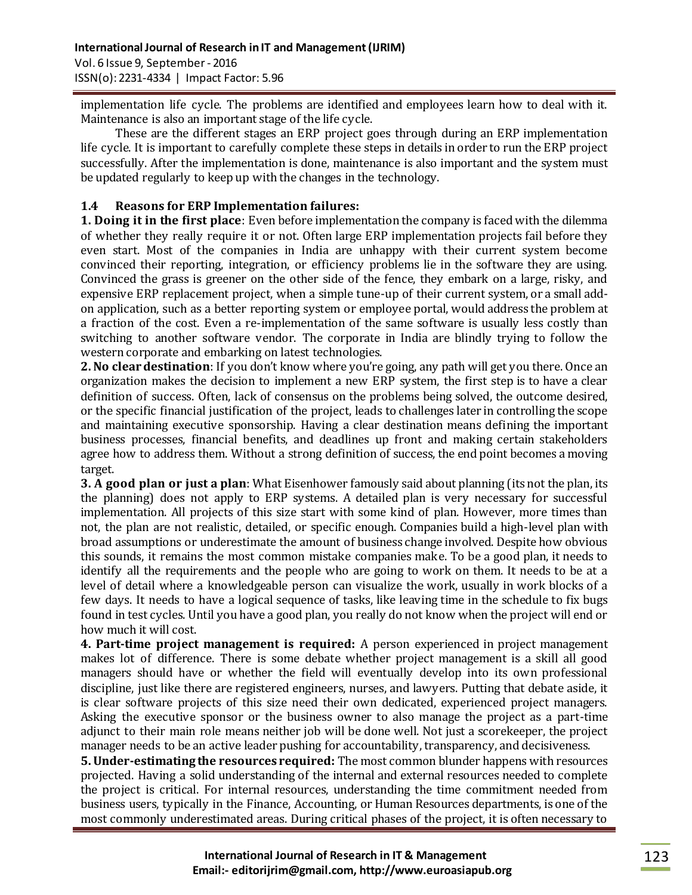implementation life cycle. The problems are identified and employees learn how to deal with it. Maintenance is also an important stage of the life cycle.

These are the different stages an ERP project goes through during an ERP implementation life cycle. It is important to carefully complete these steps in details in order to run the ERP project successfully. After the implementation is done, maintenance is also important and the system must be updated regularly to keep up with the changes in the technology.

### 1.4 Reasons for ERP Implementation failures:

**1. Doing it in the first place**: Even before implementation the company is faced with the dilemma of whether they really require it or not. Often large ERP implementation projects fail before they even start. Most of the companies in India are unhappy with their current system become convinced their reporting, integration, or efficiency problems lie in the software they are using. Convinced the grass is greener on the other side of the fence, they embark on a large, risky, and expensive ERP replacement project, when a simple tune-up of their current system, or a small add-on application, such as a better reporting system or employee portal, would address the problem at a fraction of the cost. Even a re-implementation of the same software is usually less costly than switching to another software vendor. The corporate in India are blindly trying to follow the western corporate and embarking on latest technologies.

**2. No clear destination**: If you don't know where you're going, any path will get you there. Once an organization makes the decision to implement a new ERP system, the first step is to have a clear definition of success. Often, lack of consensus on the problems being solved, the outcome desired, or the specific financial justification of the project, leads to challenges later in controlling the scope and maintaining executive sponsorship. Having a clear destination means defining the important business processes, financial benefits, and deadlines up front and making certain stakeholders agree how to address them. Without a strong definition of success, the end point becomes a moving target.

**3. A good plan or just a plan**: What Eisenhower famously said about planning (its not the plan, its the planning) does not apply to ERP systems. A detailed plan is very necessary for successful implementation. All projects of this size start with some kind of plan. However, more times than not, the plan are not realistic, detailed, or specific enough. Companies build a high-level plan with broad assumptions or underestimate the amount of business change involved. Despite how obvious this sounds, it remains the most common mistake companies make. To be a good plan, it needs to identify all the requirements and the people who are going to work on them. It needs to be at a level of detail where a knowledgeable person can visualize the work, usually in work blocks of a few days. It needs to have a logical sequence of tasks, like leaving time in the schedule to fix bugs found in test cycles. Until you have a good plan, you really do not know when the project will end or how much it will cost.

**4. Part-time project management is required:** A person experienced in project management makes lot of difference. There is some debate whether project management is a skill all good managers should have or whether the field will eventually develop into its own professional discipline, just like there are registered engineers, nurses, and lawyers. Putting that debate aside, it is clear software projects of this size need their own dedicated, experienced project managers. Asking the executive sponsor or the business owner to also manage the project as a part-time adjunct to their main role means neither job will be done well. Not just a scorekeeper, the project manager needs to be an active leader pushing for accountability, transparency, and decisiveness.

**5. Under-estimating the resources required:** The most common blunder happens with resources projected. Having a solid understanding of the internal and external resources needed to complete the project is critical. For internal resources, understanding the time commitment needed from business users, typically in the Finance, Accounting, or Human Resources departments, is one of the most commonly underestimated areas. During critical phases of the project, it is often necessary to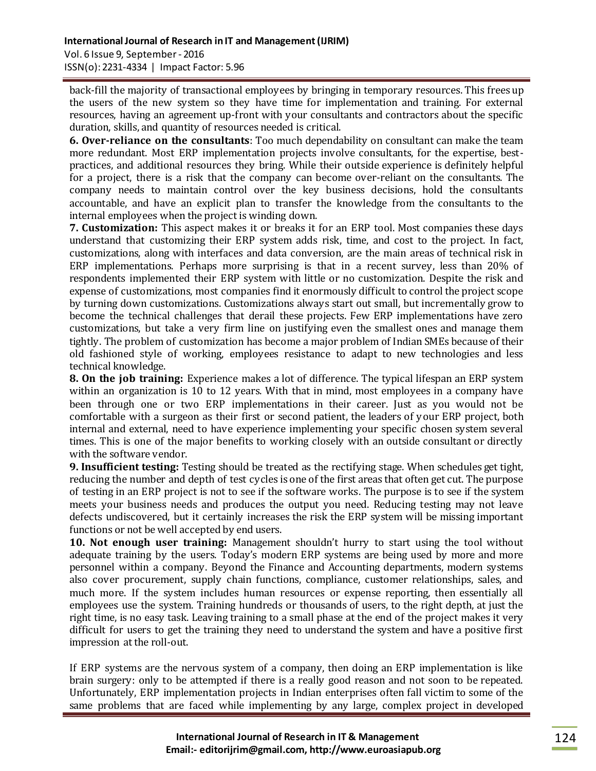back-fill the majority of transactional employees by bringing in temporary resources. This frees up the users of the new system so they have time for implementation and training. For external resources, having an agreement up-front with your consultants and contractors about the specific duration, skills, and quantity of resources needed is critical.

**6. Over-reliance on the consultants**: Too much dependability on consultant can make the team more redundant. Most ERP implementation projects involve consultants, for the expertise, best-practices, and additional resources they bring. While their outside experience is definitely helpful for a project, there is a risk that the company can become over-reliant on the consultants. The company needs to maintain control over the key business decisions, hold the consultants accountable, and have an explicit plan to transfer the knowledge from the consultants to the internal employees when the project is winding down.

**7. Customization:** This aspect makes it or breaks it for an ERP tool. Most companies these days understand that customizing their ERP system adds risk, time, and cost to the project. In fact, customizations, along with interfaces and data conversion, are the main areas of technical risk in ERP implementations. Perhaps more surprising is that in a recent survey, less than 20% of respondents implemented their ERP system with little or no customization. Despite the risk and expense of customizations, most companies find it enormously difficult to control the project scope by turning down customizations. Customizations always start out small, but incrementally grow to become the technical challenges that derail these projects. Few ERP implementations have zero customizations, but take a very firm line on justifying even the smallest ones and manage them tightly. The problem of customization has become a major problem of Indian SMEs because of their old fashioned style of working, employees resistance to adapt to new technologies and less technical knowledge.

**8. On the job training:** Experience makes a lot of difference. The typical lifespan an ERP system within an organization is 10 to 12 years. With that in mind, most employees in a company have been through one or two ERP implementations in their career. Just as you would not be comfortable with a surgeon as their first or second patient, the leaders of your ERP project, both internal and external, need to have experience implementing your specific chosen system several times. This is one of the major benefits to working closely with an outside consultant or directly with the software vendor.

**9. Insufficient testing:** Testing should be treated as the rectifying stage. When schedules get tight, reducing the number and depth of test cycles is one of the first areas that often get cut. The purpose of testing in an ERP project is not to see if the software works. The purpose is to see if the system meets your business needs and produces the output you need. Reducing testing may not leave defects undiscovered, but it certainly increases the risk the ERP system will be missing important functions or not be well accepted by end users.

**10. Not enough user training:** Management shouldn't hurry to start using the tool without adequate training by the users. Today's modern ERP systems are being used by more and more personnel within a company. Beyond the Finance and Accounting departments, modern systems also cover procurement, supply chain functions, compliance, customer relationships, sales, and much more. If the system includes human resources or expense reporting, then essentially all employees use the system. Training hundreds or thousands of users, to the right depth, at just the right time, is no easy task. Leaving training to a small phase at the end of the project makes it very difficult for users to get the training they need to understand the system and have a positive first impression at the roll-out.

If ERP systems are the nervous system of a company, then doing an ERP implementation is like brain surgery: only to be attempted if there is a really good reason and not soon to be repeated. Unfortunately, ERP implementation projects in Indian enterprises often fall victim to some of the same problems that are faced while implementing by any large, complex project in developed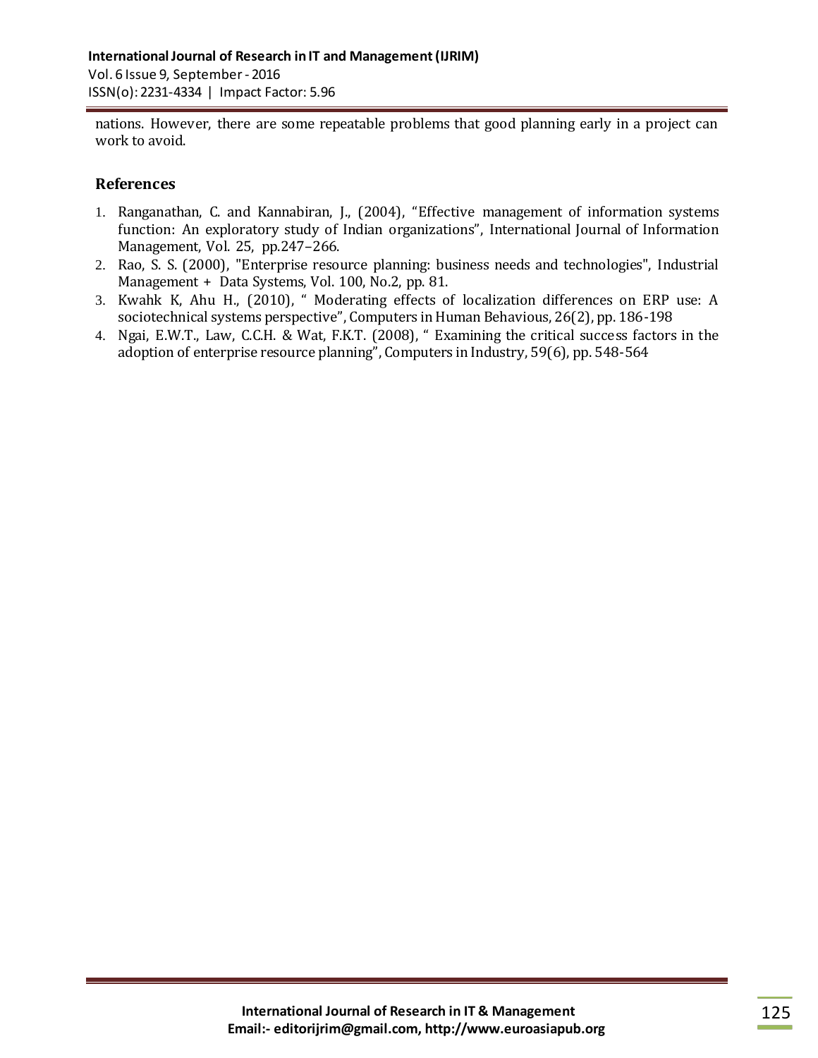nations. However, there are some repeatable problems that good planning early in a project can work to avoid.

## References

1. Ranganathan, C. and Kannabiran, J., (2004), "Effective management of information systems function: An exploratory study of Indian organizations", International Journal of Information Management, Vol. 25, pp.247–266.
2. Rao, S. S. (2000), "Enterprise resource planning: business needs and technologies", Industrial Management + Data Systems, Vol. 100, No.2, pp. 81.
3. Kwahk K, Ahu H., (2010), " Moderating effects of localization differences on ERP use: A sociotechnical systems perspective", Computers in Human Behavious, 26(2), pp. 186-198
4. Ngai, E.W.T., Law, C.C.H. & Wat, F.K.T. (2008), " Examining the critical success factors in the adoption of enterprise resource planning", Computers in Industry, 59(6), pp. 548-564